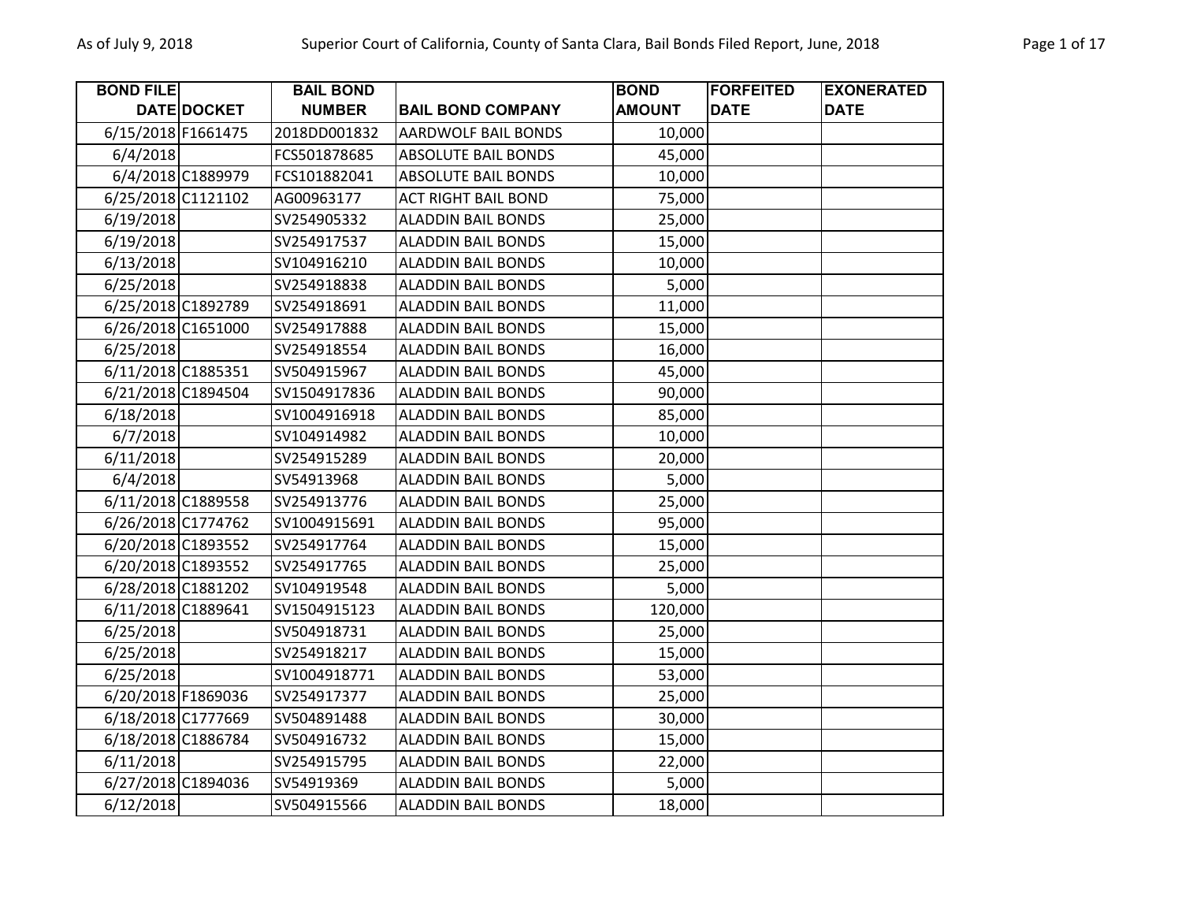| BOND FILE DATE | DOCKET | BAIL BOND NUMBER | BAIL BOND COMPANY | BOND AMOUNT | FORFEITED DATE | EXONERATED DATE |
|---|---|---|---|---|---|---|
| 6/15/2018 | F1661475 | 2018DD001832 | AARDWOLF BAIL BONDS | 10,000 | | |
| 6/4/2018 | | FCS501878685 | ABSOLUTE BAIL BONDS | 45,000 | | |
| 6/4/2018 | C1889979 | FCS101882041 | ABSOLUTE BAIL BONDS | 10,000 | | |
| 6/25/2018 | C1121102 | AG00963177 | ACT RIGHT BAIL BOND | 75,000 | | |
| 6/19/2018 | | SV254905332 | ALADDIN BAIL BONDS | 25,000 | | |
| 6/19/2018 | | SV254917537 | ALADDIN BAIL BONDS | 15,000 | | |
| 6/13/2018 | | SV104916210 | ALADDIN BAIL BONDS | 10,000 | | |
| 6/25/2018 | | SV254918838 | ALADDIN BAIL BONDS | 5,000 | | |
| 6/25/2018 | C1892789 | SV254918691 | ALADDIN BAIL BONDS | 11,000 | | |
| 6/26/2018 | C1651000 | SV254917888 | ALADDIN BAIL BONDS | 15,000 | | |
| 6/25/2018 | | SV254918554 | ALADDIN BAIL BONDS | 16,000 | | |
| 6/11/2018 | C1885351 | SV504915967 | ALADDIN BAIL BONDS | 45,000 | | |
| 6/21/2018 | C1894504 | SV1504917836 | ALADDIN BAIL BONDS | 90,000 | | |
| 6/18/2018 | | SV1004916918 | ALADDIN BAIL BONDS | 85,000 | | |
| 6/7/2018 | | SV104914982 | ALADDIN BAIL BONDS | 10,000 | | |
| 6/11/2018 | | SV254915289 | ALADDIN BAIL BONDS | 20,000 | | |
| 6/4/2018 | | SV54913968 | ALADDIN BAIL BONDS | 5,000 | | |
| 6/11/2018 | C1889558 | SV254913776 | ALADDIN BAIL BONDS | 25,000 | | |
| 6/26/2018 | C1774762 | SV1004915691 | ALADDIN BAIL BONDS | 95,000 | | |
| 6/20/2018 | C1893552 | SV254917764 | ALADDIN BAIL BONDS | 15,000 | | |
| 6/20/2018 | C1893552 | SV254917765 | ALADDIN BAIL BONDS | 25,000 | | |
| 6/28/2018 | C1881202 | SV104919548 | ALADDIN BAIL BONDS | 5,000 | | |
| 6/11/2018 | C1889641 | SV1504915123 | ALADDIN BAIL BONDS | 120,000 | | |
| 6/25/2018 | | SV504918731 | ALADDIN BAIL BONDS | 25,000 | | |
| 6/25/2018 | | SV254918217 | ALADDIN BAIL BONDS | 15,000 | | |
| 6/25/2018 | | SV1004918771 | ALADDIN BAIL BONDS | 53,000 | | |
| 6/20/2018 | F1869036 | SV254917377 | ALADDIN BAIL BONDS | 25,000 | | |
| 6/18/2018 | C1777669 | SV504891488 | ALADDIN BAIL BONDS | 30,000 | | |
| 6/18/2018 | C1886784 | SV504916732 | ALADDIN BAIL BONDS | 15,000 | | |
| 6/11/2018 | | SV254915795 | ALADDIN BAIL BONDS | 22,000 | | |
| 6/27/2018 | C1894036 | SV54919369 | ALADDIN BAIL BONDS | 5,000 | | |
| 6/12/2018 | | SV504915566 | ALADDIN BAIL BONDS | 18,000 | | |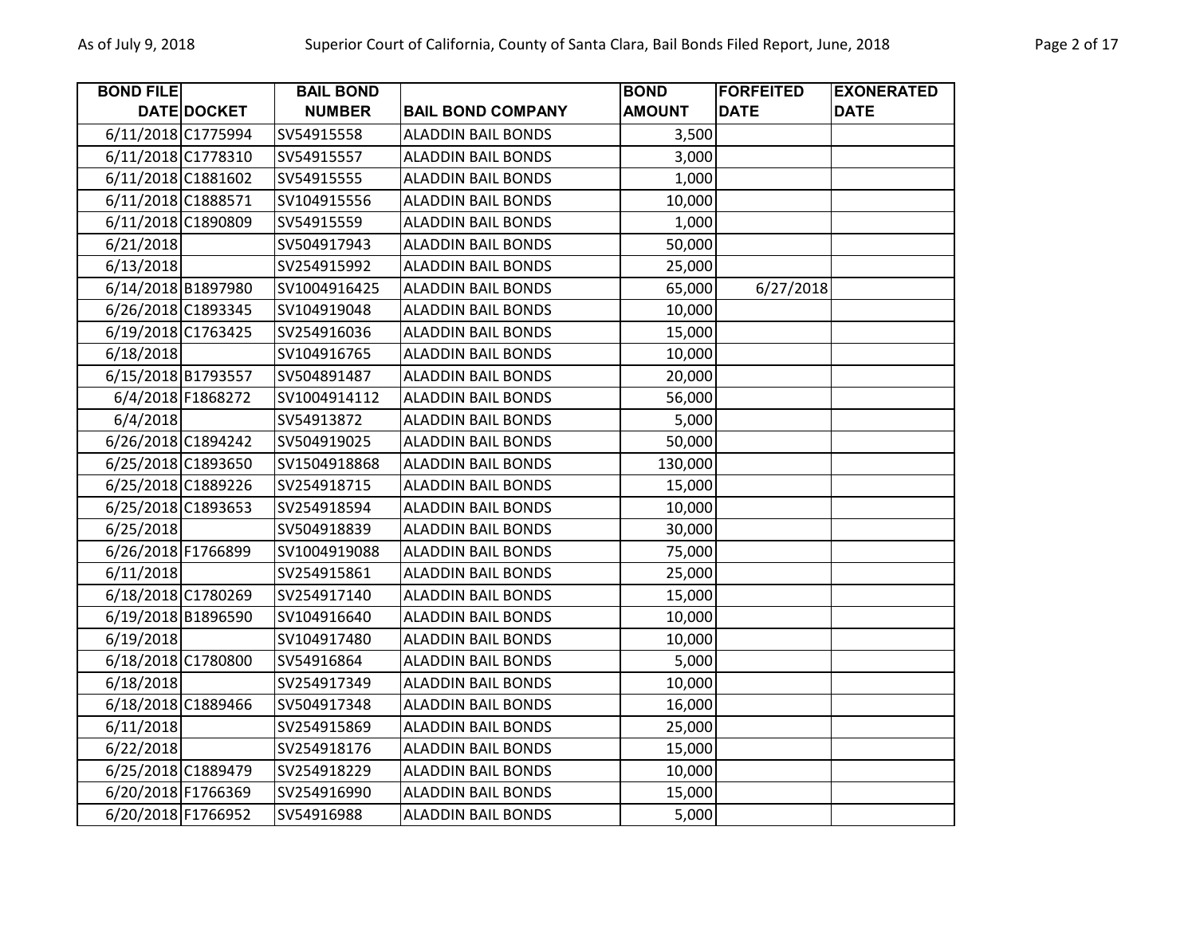| BOND FILE DATE | DOCKET | BAIL BOND NUMBER | BAIL BOND COMPANY | BOND AMOUNT | FORFEITED DATE | EXONERATED DATE |
|---|---|---|---|---|---|---|
| 6/11/2018 | C1775994 | SV54915558 | ALADDIN BAIL BONDS | 3,500 | | |
| 6/11/2018 | C1778310 | SV54915557 | ALADDIN BAIL BONDS | 3,000 | | |
| 6/11/2018 | C1881602 | SV54915555 | ALADDIN BAIL BONDS | 1,000 | | |
| 6/11/2018 | C1888571 | SV104915556 | ALADDIN BAIL BONDS | 10,000 | | |
| 6/11/2018 | C1890809 | SV54915559 | ALADDIN BAIL BONDS | 1,000 | | |
| 6/21/2018 | | SV504917943 | ALADDIN BAIL BONDS | 50,000 | | |
| 6/13/2018 | | SV254915992 | ALADDIN BAIL BONDS | 25,000 | | |
| 6/14/2018 | B1897980 | SV1004916425 | ALADDIN BAIL BONDS | 65,000 | 6/27/2018 | |
| 6/26/2018 | C1893345 | SV104919048 | ALADDIN BAIL BONDS | 10,000 | | |
| 6/19/2018 | C1763425 | SV254916036 | ALADDIN BAIL BONDS | 15,000 | | |
| 6/18/2018 | | SV104916765 | ALADDIN BAIL BONDS | 10,000 | | |
| 6/15/2018 | B1793557 | SV504891487 | ALADDIN BAIL BONDS | 20,000 | | |
| 6/4/2018 | F1868272 | SV1004914112 | ALADDIN BAIL BONDS | 56,000 | | |
| 6/4/2018 | | SV54913872 | ALADDIN BAIL BONDS | 5,000 | | |
| 6/26/2018 | C1894242 | SV504919025 | ALADDIN BAIL BONDS | 50,000 | | |
| 6/25/2018 | C1893650 | SV1504918868 | ALADDIN BAIL BONDS | 130,000 | | |
| 6/25/2018 | C1889226 | SV254918715 | ALADDIN BAIL BONDS | 15,000 | | |
| 6/25/2018 | C1893653 | SV254918594 | ALADDIN BAIL BONDS | 10,000 | | |
| 6/25/2018 | | SV504918839 | ALADDIN BAIL BONDS | 30,000 | | |
| 6/26/2018 | F1766899 | SV1004919088 | ALADDIN BAIL BONDS | 75,000 | | |
| 6/11/2018 | | SV254915861 | ALADDIN BAIL BONDS | 25,000 | | |
| 6/18/2018 | C1780269 | SV254917140 | ALADDIN BAIL BONDS | 15,000 | | |
| 6/19/2018 | B1896590 | SV104916640 | ALADDIN BAIL BONDS | 10,000 | | |
| 6/19/2018 | | SV104917480 | ALADDIN BAIL BONDS | 10,000 | | |
| 6/18/2018 | C1780800 | SV54916864 | ALADDIN BAIL BONDS | 5,000 | | |
| 6/18/2018 | | SV254917349 | ALADDIN BAIL BONDS | 10,000 | | |
| 6/18/2018 | C1889466 | SV504917348 | ALADDIN BAIL BONDS | 16,000 | | |
| 6/11/2018 | | SV254915869 | ALADDIN BAIL BONDS | 25,000 | | |
| 6/22/2018 | | SV254918176 | ALADDIN BAIL BONDS | 15,000 | | |
| 6/25/2018 | C1889479 | SV254918229 | ALADDIN BAIL BONDS | 10,000 | | |
| 6/20/2018 | F1766369 | SV254916990 | ALADDIN BAIL BONDS | 15,000 | | |
| 6/20/2018 | F1766952 | SV54916988 | ALADDIN BAIL BONDS | 5,000 | | |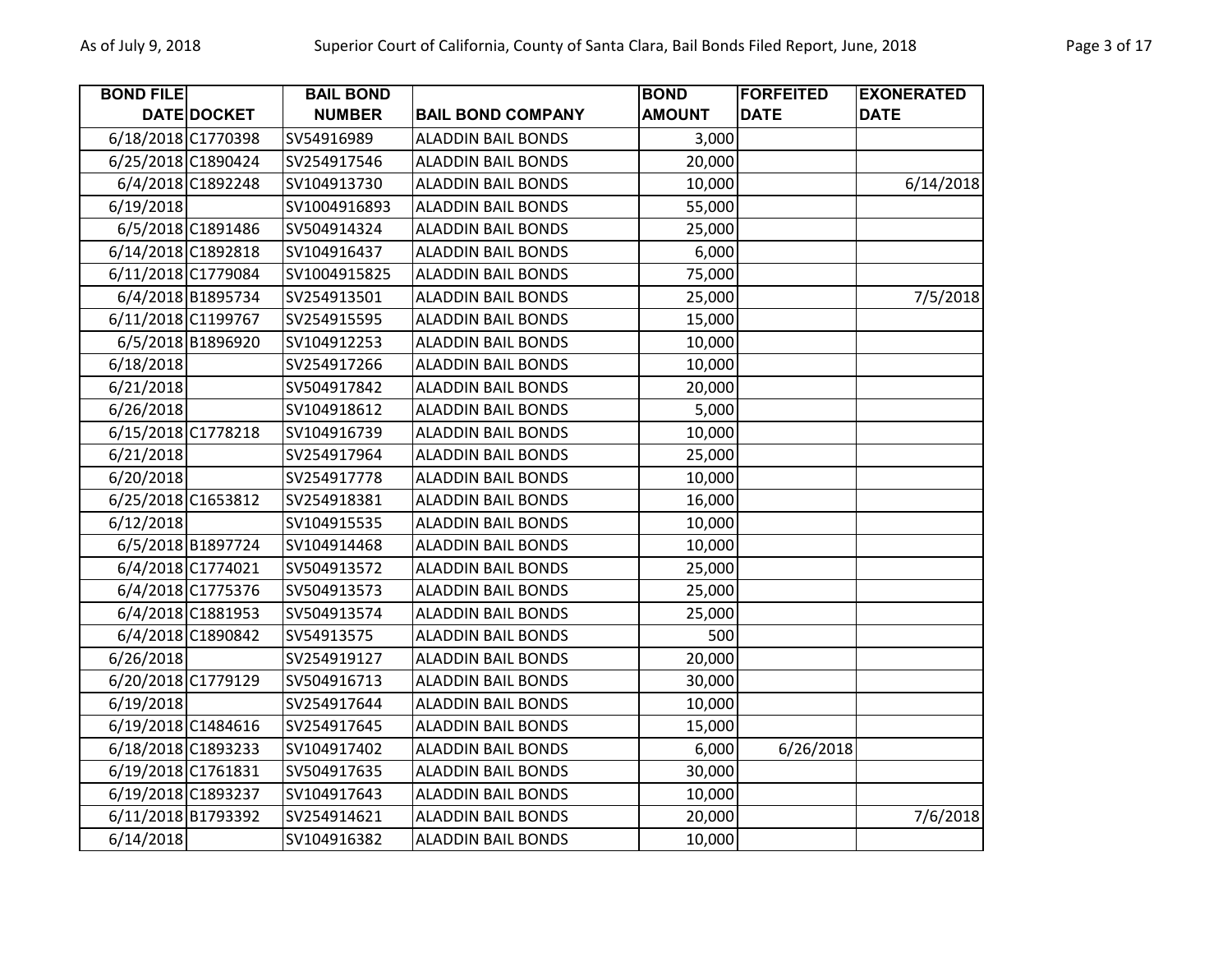| BOND FILE DATE | DOCKET | BAIL BOND NUMBER | BAIL BOND COMPANY | BOND AMOUNT | FORFEITED DATE | EXONERATED DATE |
|---|---|---|---|---|---|---|
| 6/18/2018 | C1770398 | SV54916989 | ALADDIN BAIL BONDS | 3,000 | | |
| 6/25/2018 | C1890424 | SV254917546 | ALADDIN BAIL BONDS | 20,000 | | |
| 6/4/2018 | C1892248 | SV104913730 | ALADDIN BAIL BONDS | 10,000 | | 6/14/2018 |
| 6/19/2018 | | SV1004916893 | ALADDIN BAIL BONDS | 55,000 | | |
| 6/5/2018 | C1891486 | SV504914324 | ALADDIN BAIL BONDS | 25,000 | | |
| 6/14/2018 | C1892818 | SV104916437 | ALADDIN BAIL BONDS | 6,000 | | |
| 6/11/2018 | C1779084 | SV1004915825 | ALADDIN BAIL BONDS | 75,000 | | |
| 6/4/2018 | B1895734 | SV254913501 | ALADDIN BAIL BONDS | 25,000 | | 7/5/2018 |
| 6/11/2018 | C1199767 | SV254915595 | ALADDIN BAIL BONDS | 15,000 | | |
| 6/5/2018 | B1896920 | SV104912253 | ALADDIN BAIL BONDS | 10,000 | | |
| 6/18/2018 | | SV254917266 | ALADDIN BAIL BONDS | 10,000 | | |
| 6/21/2018 | | SV504917842 | ALADDIN BAIL BONDS | 20,000 | | |
| 6/26/2018 | | SV104918612 | ALADDIN BAIL BONDS | 5,000 | | |
| 6/15/2018 | C1778218 | SV104916739 | ALADDIN BAIL BONDS | 10,000 | | |
| 6/21/2018 | | SV254917964 | ALADDIN BAIL BONDS | 25,000 | | |
| 6/20/2018 | | SV254917778 | ALADDIN BAIL BONDS | 10,000 | | |
| 6/25/2018 | C1653812 | SV254918381 | ALADDIN BAIL BONDS | 16,000 | | |
| 6/12/2018 | | SV104915535 | ALADDIN BAIL BONDS | 10,000 | | |
| 6/5/2018 | B1897724 | SV104914468 | ALADDIN BAIL BONDS | 10,000 | | |
| 6/4/2018 | C1774021 | SV504913572 | ALADDIN BAIL BONDS | 25,000 | | |
| 6/4/2018 | C1775376 | SV504913573 | ALADDIN BAIL BONDS | 25,000 | | |
| 6/4/2018 | C1881953 | SV504913574 | ALADDIN BAIL BONDS | 25,000 | | |
| 6/4/2018 | C1890842 | SV54913575 | ALADDIN BAIL BONDS | 500 | | |
| 6/26/2018 | | SV254919127 | ALADDIN BAIL BONDS | 20,000 | | |
| 6/20/2018 | C1779129 | SV504916713 | ALADDIN BAIL BONDS | 30,000 | | |
| 6/19/2018 | | SV254917644 | ALADDIN BAIL BONDS | 10,000 | | |
| 6/19/2018 | C1484616 | SV254917645 | ALADDIN BAIL BONDS | 15,000 | | |
| 6/18/2018 | C1893233 | SV104917402 | ALADDIN BAIL BONDS | 6,000 | 6/26/2018 | |
| 6/19/2018 | C1761831 | SV504917635 | ALADDIN BAIL BONDS | 30,000 | | |
| 6/19/2018 | C1893237 | SV104917643 | ALADDIN BAIL BONDS | 10,000 | | |
| 6/11/2018 | B1793392 | SV254914621 | ALADDIN BAIL BONDS | 20,000 | | 7/6/2018 |
| 6/14/2018 | | SV104916382 | ALADDIN BAIL BONDS | 10,000 | | |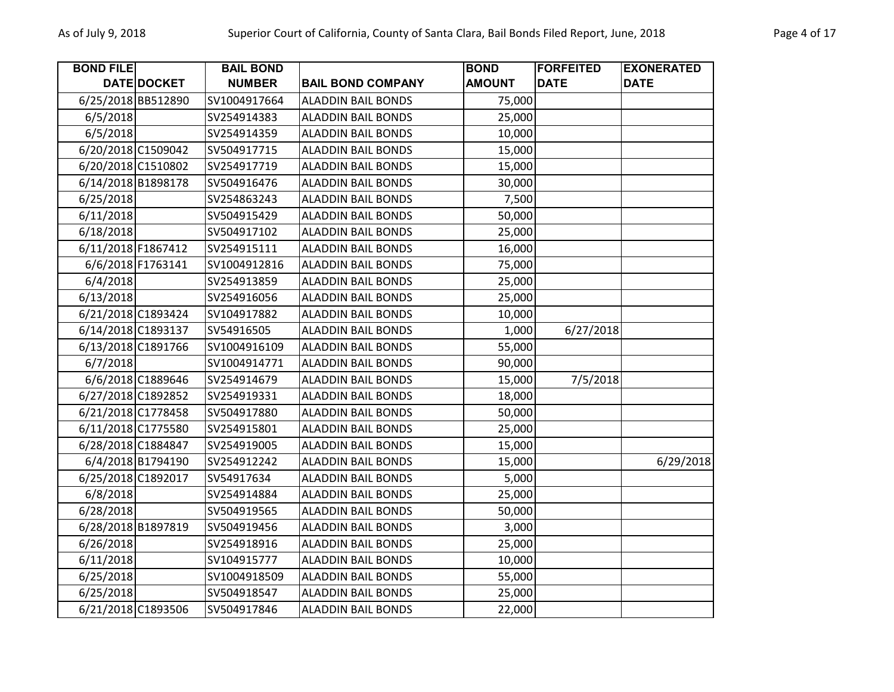| BOND FILE DATE | DOCKET | BAIL BOND NUMBER | BAIL BOND COMPANY | BOND AMOUNT | FORFEITED DATE | EXONERATED DATE |
|---|---|---|---|---|---|---|
| 6/25/2018 | BB512890 | SV1004917664 | ALADDIN BAIL BONDS | 75,000 | | |
| 6/5/2018 | | SV254914383 | ALADDIN BAIL BONDS | 25,000 | | |
| 6/5/2018 | | SV254914359 | ALADDIN BAIL BONDS | 10,000 | | |
| 6/20/2018 | C1509042 | SV504917715 | ALADDIN BAIL BONDS | 15,000 | | |
| 6/20/2018 | C1510802 | SV254917719 | ALADDIN BAIL BONDS | 15,000 | | |
| 6/14/2018 | B1898178 | SV504916476 | ALADDIN BAIL BONDS | 30,000 | | |
| 6/25/2018 | | SV254863243 | ALADDIN BAIL BONDS | 7,500 | | |
| 6/11/2018 | | SV504915429 | ALADDIN BAIL BONDS | 50,000 | | |
| 6/18/2018 | | SV504917102 | ALADDIN BAIL BONDS | 25,000 | | |
| 6/11/2018 | F1867412 | SV254915111 | ALADDIN BAIL BONDS | 16,000 | | |
| 6/6/2018 | F1763141 | SV1004912816 | ALADDIN BAIL BONDS | 75,000 | | |
| 6/4/2018 | | SV254913859 | ALADDIN BAIL BONDS | 25,000 | | |
| 6/13/2018 | | SV254916056 | ALADDIN BAIL BONDS | 25,000 | | |
| 6/21/2018 | C1893424 | SV104917882 | ALADDIN BAIL BONDS | 10,000 | | |
| 6/14/2018 | C1893137 | SV54916505 | ALADDIN BAIL BONDS | 1,000 | 6/27/2018 | |
| 6/13/2018 | C1891766 | SV1004916109 | ALADDIN BAIL BONDS | 55,000 | | |
| 6/7/2018 | | SV1004914771 | ALADDIN BAIL BONDS | 90,000 | | |
| 6/6/2018 | C1889646 | SV254914679 | ALADDIN BAIL BONDS | 15,000 | 7/5/2018 | |
| 6/27/2018 | C1892852 | SV254919331 | ALADDIN BAIL BONDS | 18,000 | | |
| 6/21/2018 | C1778458 | SV504917880 | ALADDIN BAIL BONDS | 50,000 | | |
| 6/11/2018 | C1775580 | SV254915801 | ALADDIN BAIL BONDS | 25,000 | | |
| 6/28/2018 | C1884847 | SV254919005 | ALADDIN BAIL BONDS | 15,000 | | |
| 6/4/2018 | B1794190 | SV254912242 | ALADDIN BAIL BONDS | 15,000 | | 6/29/2018 |
| 6/25/2018 | C1892017 | SV54917634 | ALADDIN BAIL BONDS | 5,000 | | |
| 6/8/2018 | | SV254914884 | ALADDIN BAIL BONDS | 25,000 | | |
| 6/28/2018 | | SV504919565 | ALADDIN BAIL BONDS | 50,000 | | |
| 6/28/2018 | B1897819 | SV504919456 | ALADDIN BAIL BONDS | 3,000 | | |
| 6/26/2018 | | SV254918916 | ALADDIN BAIL BONDS | 25,000 | | |
| 6/11/2018 | | SV104915777 | ALADDIN BAIL BONDS | 10,000 | | |
| 6/25/2018 | | SV1004918509 | ALADDIN BAIL BONDS | 55,000 | | |
| 6/25/2018 | | SV504918547 | ALADDIN BAIL BONDS | 25,000 | | |
| 6/21/2018 | C1893506 | SV504917846 | ALADDIN BAIL BONDS | 22,000 | | |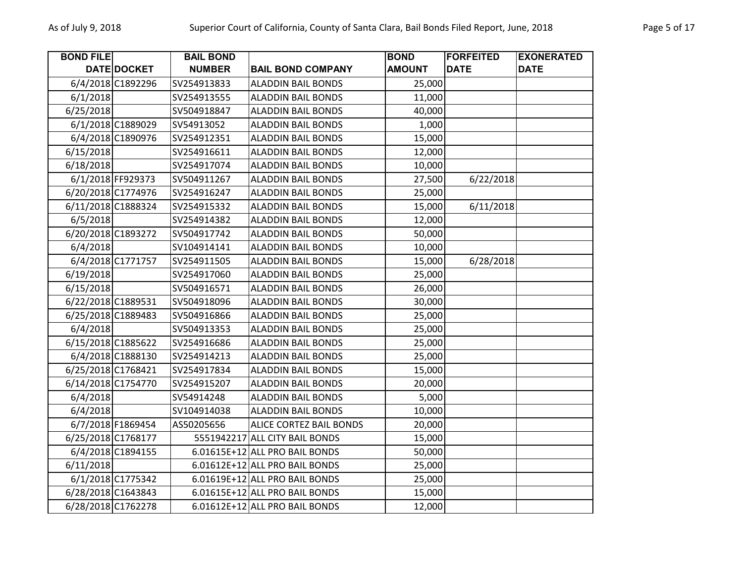| BOND FILE DATE | DOCKET | BAIL BOND NUMBER | BAIL BOND COMPANY | BOND AMOUNT | FORFEITED DATE | EXONERATED DATE |
|---|---|---|---|---|---|---|
| 6/4/2018 | C1892296 | SV254913833 | ALADDIN BAIL BONDS | 25,000 | | |
| 6/1/2018 | | SV254913555 | ALADDIN BAIL BONDS | 11,000 | | |
| 6/25/2018 | | SV504918847 | ALADDIN BAIL BONDS | 40,000 | | |
| 6/1/2018 | C1889029 | SV54913052 | ALADDIN BAIL BONDS | 1,000 | | |
| 6/4/2018 | C1890976 | SV254912351 | ALADDIN BAIL BONDS | 15,000 | | |
| 6/15/2018 | | SV254916611 | ALADDIN BAIL BONDS | 12,000 | | |
| 6/18/2018 | | SV254917074 | ALADDIN BAIL BONDS | 10,000 | | |
| 6/1/2018 | FF929373 | SV504911267 | ALADDIN BAIL BONDS | 27,500 | 6/22/2018 | |
| 6/20/2018 | C1774976 | SV254916247 | ALADDIN BAIL BONDS | 25,000 | | |
| 6/11/2018 | C1888324 | SV254915332 | ALADDIN BAIL BONDS | 15,000 | 6/11/2018 | |
| 6/5/2018 | | SV254914382 | ALADDIN BAIL BONDS | 12,000 | | |
| 6/20/2018 | C1893272 | SV504917742 | ALADDIN BAIL BONDS | 50,000 | | |
| 6/4/2018 | | SV104914141 | ALADDIN BAIL BONDS | 10,000 | | |
| 6/4/2018 | C1771757 | SV254911505 | ALADDIN BAIL BONDS | 15,000 | 6/28/2018 | |
| 6/19/2018 | | SV254917060 | ALADDIN BAIL BONDS | 25,000 | | |
| 6/15/2018 | | SV504916571 | ALADDIN BAIL BONDS | 26,000 | | |
| 6/22/2018 | C1889531 | SV504918096 | ALADDIN BAIL BONDS | 30,000 | | |
| 6/25/2018 | C1889483 | SV504916866 | ALADDIN BAIL BONDS | 25,000 | | |
| 6/4/2018 | | SV504913353 | ALADDIN BAIL BONDS | 25,000 | | |
| 6/15/2018 | C1885622 | SV254916686 | ALADDIN BAIL BONDS | 25,000 | | |
| 6/4/2018 | C1888130 | SV254914213 | ALADDIN BAIL BONDS | 25,000 | | |
| 6/25/2018 | C1768421 | SV254917834 | ALADDIN BAIL BONDS | 15,000 | | |
| 6/14/2018 | C1754770 | SV254915207 | ALADDIN BAIL BONDS | 20,000 | | |
| 6/4/2018 | | SV54914248 | ALADDIN BAIL BONDS | 5,000 | | |
| 6/4/2018 | | SV104914038 | ALADDIN BAIL BONDS | 10,000 | | |
| 6/7/2018 | F1869454 | AS50205656 | ALICE CORTEZ BAIL BONDS | 20,000 | | |
| 6/25/2018 | C1768177 | 5551942217 | ALL CITY BAIL BONDS | 15,000 | | |
| 6/4/2018 | C1894155 | 6.01615E+12 | ALL PRO BAIL BONDS | 50,000 | | |
| 6/11/2018 | | 6.01612E+12 | ALL PRO BAIL BONDS | 25,000 | | |
| 6/1/2018 | C1775342 | 6.01619E+12 | ALL PRO BAIL BONDS | 25,000 | | |
| 6/28/2018 | C1643843 | 6.01615E+12 | ALL PRO BAIL BONDS | 15,000 | | |
| 6/28/2018 | C1762278 | 6.01612E+12 | ALL PRO BAIL BONDS | 12,000 | | |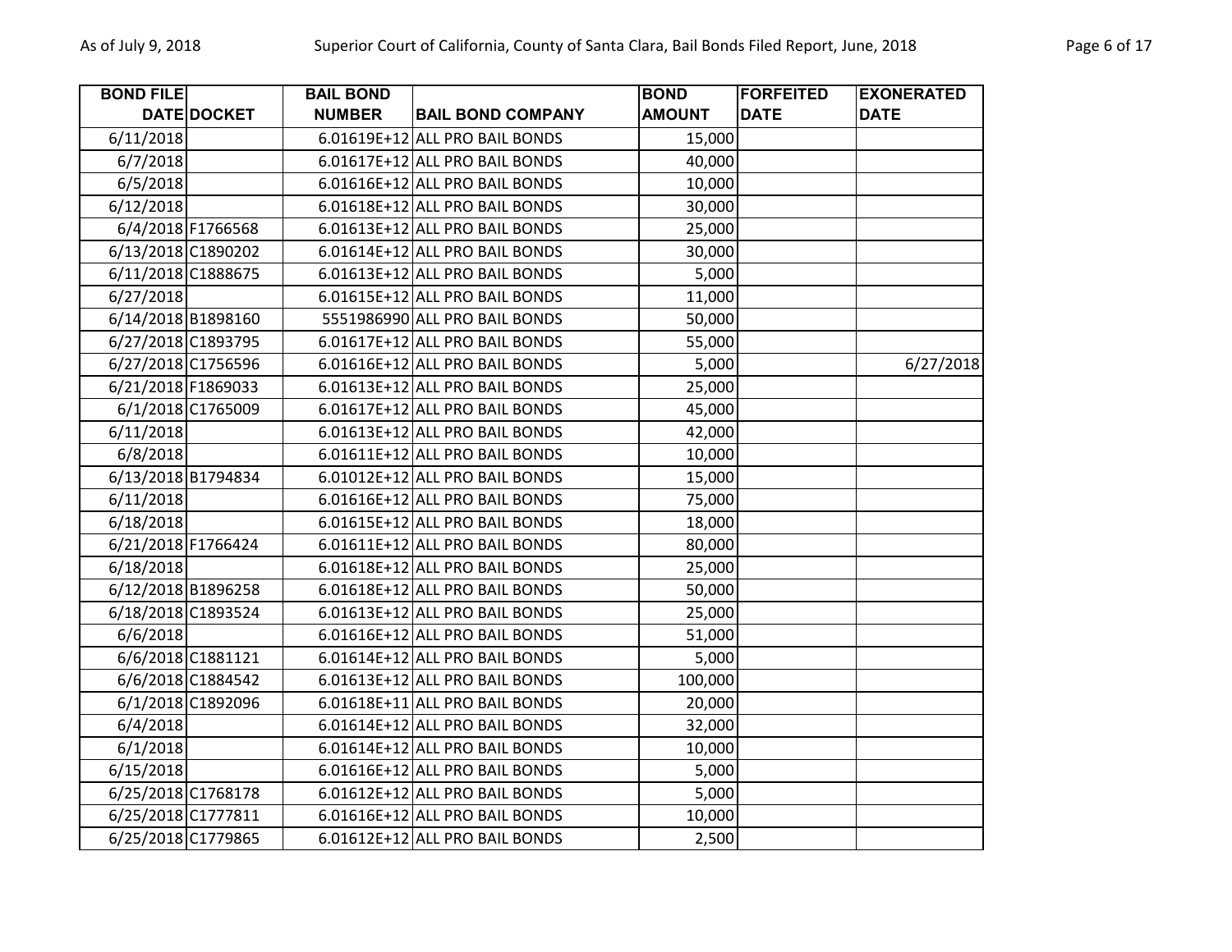| BOND FILE DATE | DOCKET | BAIL BOND NUMBER | BAIL BOND COMPANY | BOND AMOUNT | FORFEITED DATE | EXONERATED DATE |
|---|---|---|---|---|---|---|
| 6/11/2018 | | 6.01619E+12 | ALL PRO BAIL BONDS | 15,000 | | |
| 6/7/2018 | | 6.01617E+12 | ALL PRO BAIL BONDS | 40,000 | | |
| 6/5/2018 | | 6.01616E+12 | ALL PRO BAIL BONDS | 10,000 | | |
| 6/12/2018 | | 6.01618E+12 | ALL PRO BAIL BONDS | 30,000 | | |
| 6/4/2018 | F1766568 | 6.01613E+12 | ALL PRO BAIL BONDS | 25,000 | | |
| 6/13/2018 | C1890202 | 6.01614E+12 | ALL PRO BAIL BONDS | 30,000 | | |
| 6/11/2018 | C1888675 | 6.01613E+12 | ALL PRO BAIL BONDS | 5,000 | | |
| 6/27/2018 | | 6.01615E+12 | ALL PRO BAIL BONDS | 11,000 | | |
| 6/14/2018 | B1898160 | 5551986990 | ALL PRO BAIL BONDS | 50,000 | | |
| 6/27/2018 | C1893795 | 6.01617E+12 | ALL PRO BAIL BONDS | 55,000 | | |
| 6/27/2018 | C1756596 | 6.01616E+12 | ALL PRO BAIL BONDS | 5,000 | | 6/27/2018 |
| 6/21/2018 | F1869033 | 6.01613E+12 | ALL PRO BAIL BONDS | 25,000 | | |
| 6/1/2018 | C1765009 | 6.01617E+12 | ALL PRO BAIL BONDS | 45,000 | | |
| 6/11/2018 | | 6.01613E+12 | ALL PRO BAIL BONDS | 42,000 | | |
| 6/8/2018 | | 6.01611E+12 | ALL PRO BAIL BONDS | 10,000 | | |
| 6/13/2018 | B1794834 | 6.01012E+12 | ALL PRO BAIL BONDS | 15,000 | | |
| 6/11/2018 | | 6.01616E+12 | ALL PRO BAIL BONDS | 75,000 | | |
| 6/18/2018 | | 6.01615E+12 | ALL PRO BAIL BONDS | 18,000 | | |
| 6/21/2018 | F1766424 | 6.01611E+12 | ALL PRO BAIL BONDS | 80,000 | | |
| 6/18/2018 | | 6.01618E+12 | ALL PRO BAIL BONDS | 25,000 | | |
| 6/12/2018 | B1896258 | 6.01618E+12 | ALL PRO BAIL BONDS | 50,000 | | |
| 6/18/2018 | C1893524 | 6.01613E+12 | ALL PRO BAIL BONDS | 25,000 | | |
| 6/6/2018 | | 6.01616E+12 | ALL PRO BAIL BONDS | 51,000 | | |
| 6/6/2018 | C1881121 | 6.01614E+12 | ALL PRO BAIL BONDS | 5,000 | | |
| 6/6/2018 | C1884542 | 6.01613E+12 | ALL PRO BAIL BONDS | 100,000 | | |
| 6/1/2018 | C1892096 | 6.01618E+11 | ALL PRO BAIL BONDS | 20,000 | | |
| 6/4/2018 | | 6.01614E+12 | ALL PRO BAIL BONDS | 32,000 | | |
| 6/1/2018 | | 6.01614E+12 | ALL PRO BAIL BONDS | 10,000 | | |
| 6/15/2018 | | 6.01616E+12 | ALL PRO BAIL BONDS | 5,000 | | |
| 6/25/2018 | C1768178 | 6.01612E+12 | ALL PRO BAIL BONDS | 5,000 | | |
| 6/25/2018 | C1777811 | 6.01616E+12 | ALL PRO BAIL BONDS | 10,000 | | |
| 6/25/2018 | C1779865 | 6.01612E+12 | ALL PRO BAIL BONDS | 2,500 | | |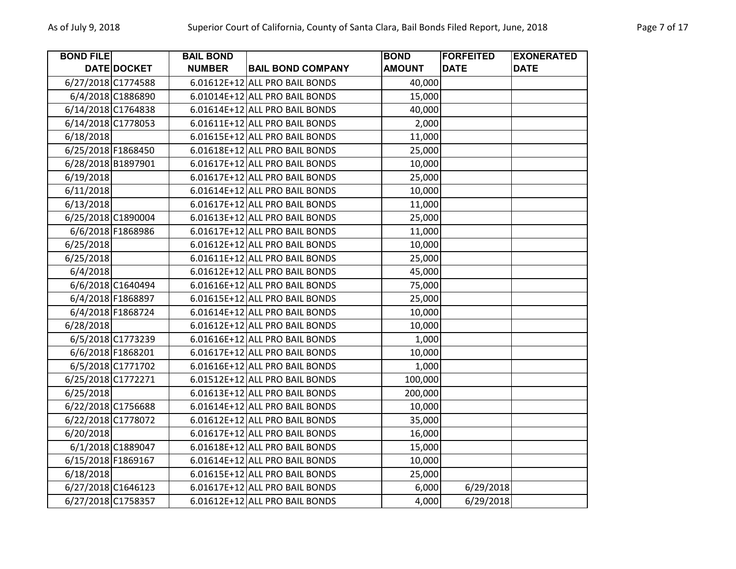| BOND FILE DATE | DOCKET | BAIL BOND NUMBER | BAIL BOND COMPANY | BOND AMOUNT | FORFEITED DATE | EXONERATED DATE |
|---|---|---|---|---|---|---|
| 6/27/2018 | C1774588 | 6.01612E+12 | ALL PRO BAIL BONDS | 40,000 | | |
| 6/4/2018 | C1886890 | 6.01014E+12 | ALL PRO BAIL BONDS | 15,000 | | |
| 6/14/2018 | C1764838 | 6.01614E+12 | ALL PRO BAIL BONDS | 40,000 | | |
| 6/14/2018 | C1778053 | 6.01611E+12 | ALL PRO BAIL BONDS | 2,000 | | |
| 6/18/2018 | | 6.01615E+12 | ALL PRO BAIL BONDS | 11,000 | | |
| 6/25/2018 | F1868450 | 6.01618E+12 | ALL PRO BAIL BONDS | 25,000 | | |
| 6/28/2018 | B1897901 | 6.01617E+12 | ALL PRO BAIL BONDS | 10,000 | | |
| 6/19/2018 | | 6.01617E+12 | ALL PRO BAIL BONDS | 25,000 | | |
| 6/11/2018 | | 6.01614E+12 | ALL PRO BAIL BONDS | 10,000 | | |
| 6/13/2018 | | 6.01617E+12 | ALL PRO BAIL BONDS | 11,000 | | |
| 6/25/2018 | C1890004 | 6.01613E+12 | ALL PRO BAIL BONDS | 25,000 | | |
| 6/6/2018 | F1868986 | 6.01617E+12 | ALL PRO BAIL BONDS | 11,000 | | |
| 6/25/2018 | | 6.01612E+12 | ALL PRO BAIL BONDS | 10,000 | | |
| 6/25/2018 | | 6.01611E+12 | ALL PRO BAIL BONDS | 25,000 | | |
| 6/4/2018 | | 6.01612E+12 | ALL PRO BAIL BONDS | 45,000 | | |
| 6/6/2018 | C1640494 | 6.01616E+12 | ALL PRO BAIL BONDS | 75,000 | | |
| 6/4/2018 | F1868897 | 6.01615E+12 | ALL PRO BAIL BONDS | 25,000 | | |
| 6/4/2018 | F1868724 | 6.01614E+12 | ALL PRO BAIL BONDS | 10,000 | | |
| 6/28/2018 | | 6.01612E+12 | ALL PRO BAIL BONDS | 10,000 | | |
| 6/5/2018 | C1773239 | 6.01616E+12 | ALL PRO BAIL BONDS | 1,000 | | |
| 6/6/2018 | F1868201 | 6.01617E+12 | ALL PRO BAIL BONDS | 10,000 | | |
| 6/5/2018 | C1771702 | 6.01616E+12 | ALL PRO BAIL BONDS | 1,000 | | |
| 6/25/2018 | C1772271 | 6.01512E+12 | ALL PRO BAIL BONDS | 100,000 | | |
| 6/25/2018 | | 6.01613E+12 | ALL PRO BAIL BONDS | 200,000 | | |
| 6/22/2018 | C1756688 | 6.01614E+12 | ALL PRO BAIL BONDS | 10,000 | | |
| 6/22/2018 | C1778072 | 6.01612E+12 | ALL PRO BAIL BONDS | 35,000 | | |
| 6/20/2018 | | 6.01617E+12 | ALL PRO BAIL BONDS | 16,000 | | |
| 6/1/2018 | C1889047 | 6.01618E+12 | ALL PRO BAIL BONDS | 15,000 | | |
| 6/15/2018 | F1869167 | 6.01614E+12 | ALL PRO BAIL BONDS | 10,000 | | |
| 6/18/2018 | | 6.01615E+12 | ALL PRO BAIL BONDS | 25,000 | | |
| 6/27/2018 | C1646123 | 6.01617E+12 | ALL PRO BAIL BONDS | 6,000 | 6/29/2018 | |
| 6/27/2018 | C1758357 | 6.01612E+12 | ALL PRO BAIL BONDS | 4,000 | 6/29/2018 | |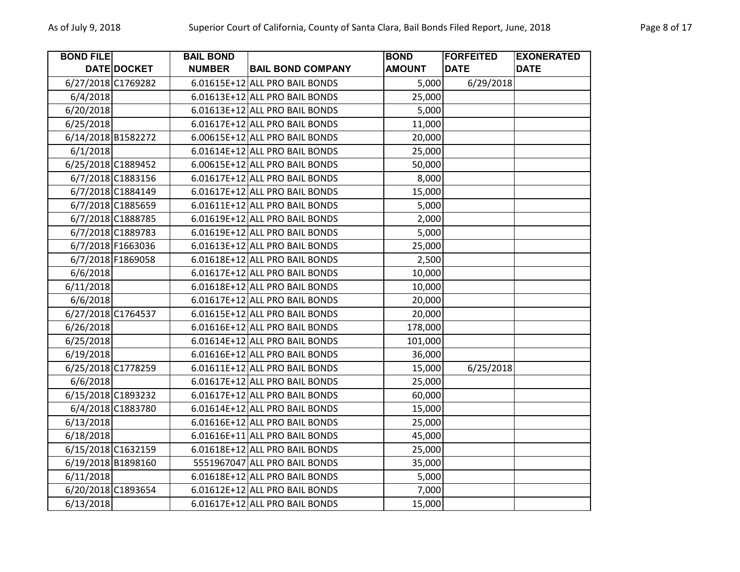| BOND FILE DATE | DOCKET | BAIL BOND NUMBER | BAIL BOND COMPANY | BOND AMOUNT | FORFEITED DATE | EXONERATED DATE |
|---|---|---|---|---|---|---|
| 6/27/2018 | C1769282 | 6.01615E+12 | ALL PRO BAIL BONDS | 5,000 | 6/29/2018 | |
| 6/4/2018 | | 6.01613E+12 | ALL PRO BAIL BONDS | 25,000 | | |
| 6/20/2018 | | 6.01613E+12 | ALL PRO BAIL BONDS | 5,000 | | |
| 6/25/2018 | | 6.01617E+12 | ALL PRO BAIL BONDS | 11,000 | | |
| 6/14/2018 | B1582272 | 6.00615E+12 | ALL PRO BAIL BONDS | 20,000 | | |
| 6/1/2018 | | 6.01614E+12 | ALL PRO BAIL BONDS | 25,000 | | |
| 6/25/2018 | C1889452 | 6.00615E+12 | ALL PRO BAIL BONDS | 50,000 | | |
| 6/7/2018 | C1883156 | 6.01617E+12 | ALL PRO BAIL BONDS | 8,000 | | |
| 6/7/2018 | C1884149 | 6.01617E+12 | ALL PRO BAIL BONDS | 15,000 | | |
| 6/7/2018 | C1885659 | 6.01611E+12 | ALL PRO BAIL BONDS | 5,000 | | |
| 6/7/2018 | C1888785 | 6.01619E+12 | ALL PRO BAIL BONDS | 2,000 | | |
| 6/7/2018 | C1889783 | 6.01619E+12 | ALL PRO BAIL BONDS | 5,000 | | |
| 6/7/2018 | F1663036 | 6.01613E+12 | ALL PRO BAIL BONDS | 25,000 | | |
| 6/7/2018 | F1869058 | 6.01618E+12 | ALL PRO BAIL BONDS | 2,500 | | |
| 6/6/2018 | | 6.01617E+12 | ALL PRO BAIL BONDS | 10,000 | | |
| 6/11/2018 | | 6.01618E+12 | ALL PRO BAIL BONDS | 10,000 | | |
| 6/6/2018 | | 6.01617E+12 | ALL PRO BAIL BONDS | 20,000 | | |
| 6/27/2018 | C1764537 | 6.01615E+12 | ALL PRO BAIL BONDS | 20,000 | | |
| 6/26/2018 | | 6.01616E+12 | ALL PRO BAIL BONDS | 178,000 | | |
| 6/25/2018 | | 6.01614E+12 | ALL PRO BAIL BONDS | 101,000 | | |
| 6/19/2018 | | 6.01616E+12 | ALL PRO BAIL BONDS | 36,000 | | |
| 6/25/2018 | C1778259 | 6.01611E+12 | ALL PRO BAIL BONDS | 15,000 | 6/25/2018 | |
| 6/6/2018 | | 6.01617E+12 | ALL PRO BAIL BONDS | 25,000 | | |
| 6/15/2018 | C1893232 | 6.01617E+12 | ALL PRO BAIL BONDS | 60,000 | | |
| 6/4/2018 | C1883780 | 6.01614E+12 | ALL PRO BAIL BONDS | 15,000 | | |
| 6/13/2018 | | 6.01616E+12 | ALL PRO BAIL BONDS | 25,000 | | |
| 6/18/2018 | | 6.01616E+11 | ALL PRO BAIL BONDS | 45,000 | | |
| 6/15/2018 | C1632159 | 6.01618E+12 | ALL PRO BAIL BONDS | 25,000 | | |
| 6/19/2018 | B1898160 | 5551967047 | ALL PRO BAIL BONDS | 35,000 | | |
| 6/11/2018 | | 6.01618E+12 | ALL PRO BAIL BONDS | 5,000 | | |
| 6/20/2018 | C1893654 | 6.01612E+12 | ALL PRO BAIL BONDS | 7,000 | | |
| 6/13/2018 | | 6.01617E+12 | ALL PRO BAIL BONDS | 15,000 | | |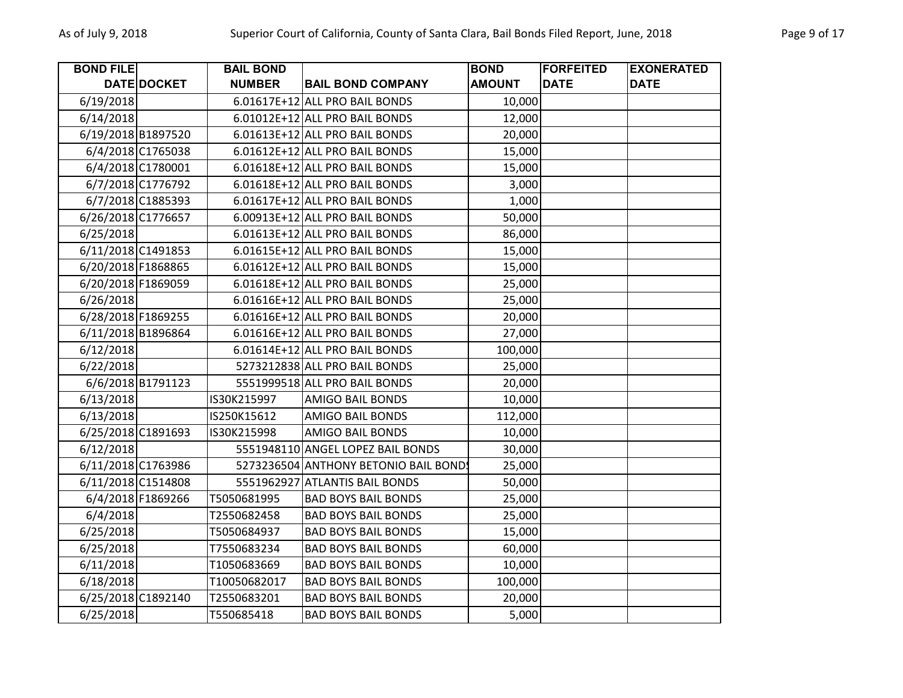| BOND FILE DATE | DOCKET | BAIL BOND NUMBER | BAIL BOND COMPANY | BOND AMOUNT | FORFEITED DATE | EXONERATED DATE |
|---|---|---|---|---|---|---|
| 6/19/2018 | | 6.01617E+12 | ALL PRO BAIL BONDS | 10,000 | | |
| 6/14/2018 | | 6.01012E+12 | ALL PRO BAIL BONDS | 12,000 | | |
| 6/19/2018 | B1897520 | 6.01613E+12 | ALL PRO BAIL BONDS | 20,000 | | |
| 6/4/2018 | C1765038 | 6.01612E+12 | ALL PRO BAIL BONDS | 15,000 | | |
| 6/4/2018 | C1780001 | 6.01618E+12 | ALL PRO BAIL BONDS | 15,000 | | |
| 6/7/2018 | C1776792 | 6.01618E+12 | ALL PRO BAIL BONDS | 3,000 | | |
| 6/7/2018 | C1885393 | 6.01617E+12 | ALL PRO BAIL BONDS | 1,000 | | |
| 6/26/2018 | C1776657 | 6.00913E+12 | ALL PRO BAIL BONDS | 50,000 | | |
| 6/25/2018 | | 6.01613E+12 | ALL PRO BAIL BONDS | 86,000 | | |
| 6/11/2018 | C1491853 | 6.01615E+12 | ALL PRO BAIL BONDS | 15,000 | | |
| 6/20/2018 | F1868865 | 6.01612E+12 | ALL PRO BAIL BONDS | 15,000 | | |
| 6/20/2018 | F1869059 | 6.01618E+12 | ALL PRO BAIL BONDS | 25,000 | | |
| 6/26/2018 | | 6.01616E+12 | ALL PRO BAIL BONDS | 25,000 | | |
| 6/28/2018 | F1869255 | 6.01616E+12 | ALL PRO BAIL BONDS | 20,000 | | |
| 6/11/2018 | B1896864 | 6.01616E+12 | ALL PRO BAIL BONDS | 27,000 | | |
| 6/12/2018 | | 6.01614E+12 | ALL PRO BAIL BONDS | 100,000 | | |
| 6/22/2018 | | 5273212838 | ALL PRO BAIL BONDS | 25,000 | | |
| 6/6/2018 | B1791123 | 5551999518 | ALL PRO BAIL BONDS | 20,000 | | |
| 6/13/2018 | | IS30K215997 | AMIGO BAIL BONDS | 10,000 | | |
| 6/13/2018 | | IS250K15612 | AMIGO BAIL BONDS | 112,000 | | |
| 6/25/2018 | C1891693 | IS30K215998 | AMIGO BAIL BONDS | 10,000 | | |
| 6/12/2018 | | 5551948110 | ANGEL LOPEZ BAIL BONDS | 30,000 | | |
| 6/11/2018 | C1763986 | 5273236504 | ANTHONY BETONIO BAIL BONDS | 25,000 | | |
| 6/11/2018 | C1514808 | 5551962927 | ATLANTIS BAIL BONDS | 50,000 | | |
| 6/4/2018 | F1869266 | T5050681995 | BAD BOYS BAIL BONDS | 25,000 | | |
| 6/4/2018 | | T2550682458 | BAD BOYS BAIL BONDS | 25,000 | | |
| 6/25/2018 | | T5050684937 | BAD BOYS BAIL BONDS | 15,000 | | |
| 6/25/2018 | | T7550683234 | BAD BOYS BAIL BONDS | 60,000 | | |
| 6/11/2018 | | T1050683669 | BAD BOYS BAIL BONDS | 10,000 | | |
| 6/18/2018 | | T10050682017 | BAD BOYS BAIL BONDS | 100,000 | | |
| 6/25/2018 | C1892140 | T2550683201 | BAD BOYS BAIL BONDS | 20,000 | | |
| 6/25/2018 | | T550685418 | BAD BOYS BAIL BONDS | 5,000 | | |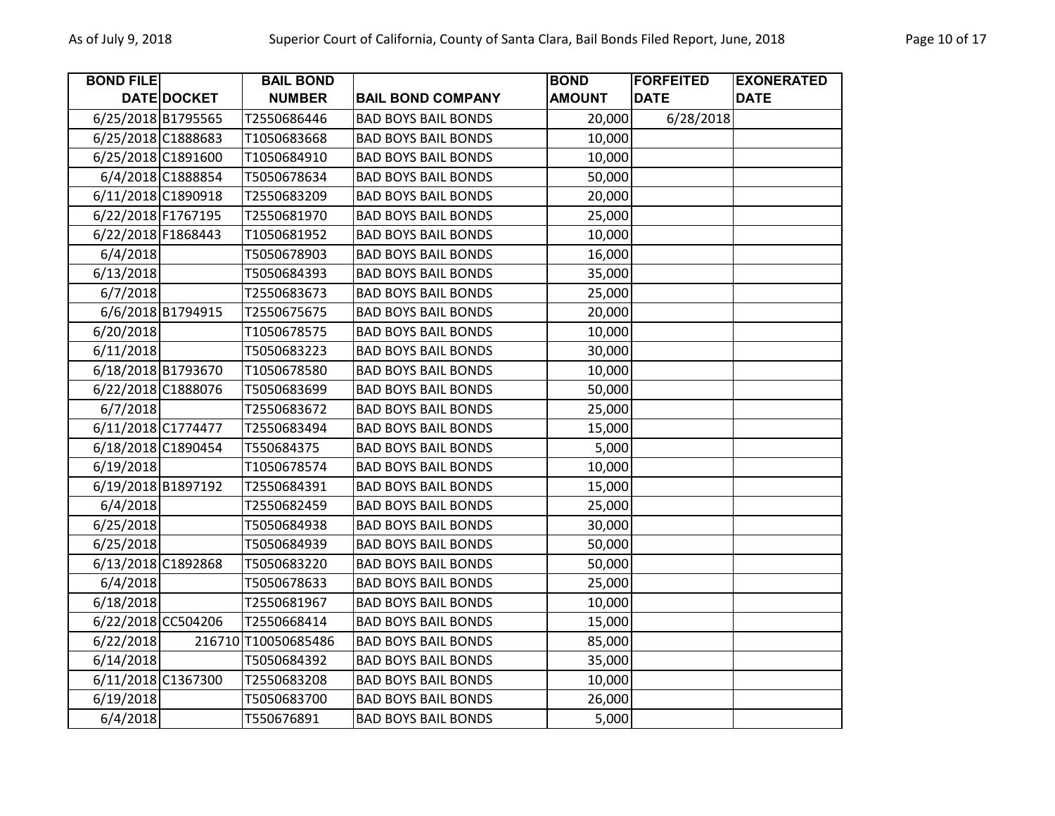| BOND FILE DATE | DOCKET | BAIL BOND NUMBER | BAIL BOND COMPANY | BOND AMOUNT | FORFEITED DATE | EXONERATED DATE |
|---|---|---|---|---|---|---|
| 6/25/2018 | B1795565 | T2550686446 | BAD BOYS BAIL BONDS | 20,000 | 6/28/2018 | |
| 6/25/2018 | C1888683 | T1050683668 | BAD BOYS BAIL BONDS | 10,000 | | |
| 6/25/2018 | C1891600 | T1050684910 | BAD BOYS BAIL BONDS | 10,000 | | |
| 6/4/2018 | C1888854 | T5050678634 | BAD BOYS BAIL BONDS | 50,000 | | |
| 6/11/2018 | C1890918 | T2550683209 | BAD BOYS BAIL BONDS | 20,000 | | |
| 6/22/2018 | F1767195 | T2550681970 | BAD BOYS BAIL BONDS | 25,000 | | |
| 6/22/2018 | F1868443 | T1050681952 | BAD BOYS BAIL BONDS | 10,000 | | |
| 6/4/2018 | | T5050678903 | BAD BOYS BAIL BONDS | 16,000 | | |
| 6/13/2018 | | T5050684393 | BAD BOYS BAIL BONDS | 35,000 | | |
| 6/7/2018 | | T2550683673 | BAD BOYS BAIL BONDS | 25,000 | | |
| 6/6/2018 | B1794915 | T2550675675 | BAD BOYS BAIL BONDS | 20,000 | | |
| 6/20/2018 | | T1050678575 | BAD BOYS BAIL BONDS | 10,000 | | |
| 6/11/2018 | | T5050683223 | BAD BOYS BAIL BONDS | 30,000 | | |
| 6/18/2018 | B1793670 | T1050678580 | BAD BOYS BAIL BONDS | 10,000 | | |
| 6/22/2018 | C1888076 | T5050683699 | BAD BOYS BAIL BONDS | 50,000 | | |
| 6/7/2018 | | T2550683672 | BAD BOYS BAIL BONDS | 25,000 | | |
| 6/11/2018 | C1774477 | T2550683494 | BAD BOYS BAIL BONDS | 15,000 | | |
| 6/18/2018 | C1890454 | T550684375 | BAD BOYS BAIL BONDS | 5,000 | | |
| 6/19/2018 | | T1050678574 | BAD BOYS BAIL BONDS | 10,000 | | |
| 6/19/2018 | B1897192 | T2550684391 | BAD BOYS BAIL BONDS | 15,000 | | |
| 6/4/2018 | | T2550682459 | BAD BOYS BAIL BONDS | 25,000 | | |
| 6/25/2018 | | T5050684938 | BAD BOYS BAIL BONDS | 30,000 | | |
| 6/25/2018 | | T5050684939 | BAD BOYS BAIL BONDS | 50,000 | | |
| 6/13/2018 | C1892868 | T5050683220 | BAD BOYS BAIL BONDS | 50,000 | | |
| 6/4/2018 | | T5050678633 | BAD BOYS BAIL BONDS | 25,000 | | |
| 6/18/2018 | | T2550681967 | BAD BOYS BAIL BONDS | 10,000 | | |
| 6/22/2018 | CC504206 | T2550668414 | BAD BOYS BAIL BONDS | 15,000 | | |
| 6/22/2018 | 216710 | T10050685486 | BAD BOYS BAIL BONDS | 85,000 | | |
| 6/14/2018 | | T5050684392 | BAD BOYS BAIL BONDS | 35,000 | | |
| 6/11/2018 | C1367300 | T2550683208 | BAD BOYS BAIL BONDS | 10,000 | | |
| 6/19/2018 | | T5050683700 | BAD BOYS BAIL BONDS | 26,000 | | |
| 6/4/2018 | | T550676891 | BAD BOYS BAIL BONDS | 5,000 | | |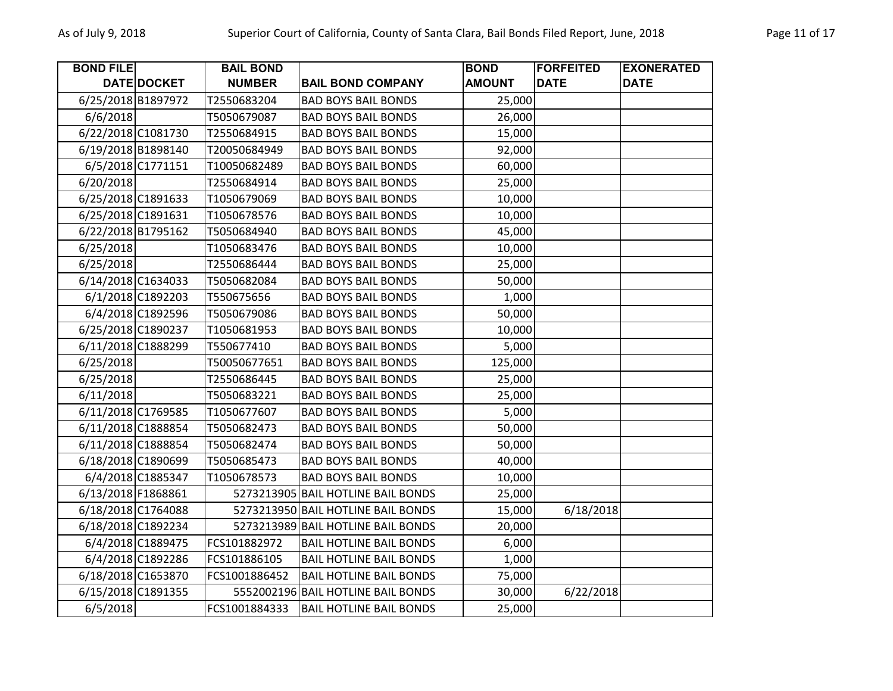| BOND FILE DATE | DOCKET | BAIL BOND NUMBER | BAIL BOND COMPANY | BOND AMOUNT | FORFEITED DATE | EXONERATED DATE |
|---|---|---|---|---|---|---|
| 6/25/2018 | B1897972 | T2550683204 | BAD BOYS BAIL BONDS | 25,000 | | |
| 6/6/2018 | | T5050679087 | BAD BOYS BAIL BONDS | 26,000 | | |
| 6/22/2018 | C1081730 | T2550684915 | BAD BOYS BAIL BONDS | 15,000 | | |
| 6/19/2018 | B1898140 | T20050684949 | BAD BOYS BAIL BONDS | 92,000 | | |
| 6/5/2018 | C1771151 | T10050682489 | BAD BOYS BAIL BONDS | 60,000 | | |
| 6/20/2018 | | T2550684914 | BAD BOYS BAIL BONDS | 25,000 | | |
| 6/25/2018 | C1891633 | T1050679069 | BAD BOYS BAIL BONDS | 10,000 | | |
| 6/25/2018 | C1891631 | T1050678576 | BAD BOYS BAIL BONDS | 10,000 | | |
| 6/22/2018 | B1795162 | T5050684940 | BAD BOYS BAIL BONDS | 45,000 | | |
| 6/25/2018 | | T1050683476 | BAD BOYS BAIL BONDS | 10,000 | | |
| 6/25/2018 | | T2550686444 | BAD BOYS BAIL BONDS | 25,000 | | |
| 6/14/2018 | C1634033 | T5050682084 | BAD BOYS BAIL BONDS | 50,000 | | |
| 6/1/2018 | C1892203 | T550675656 | BAD BOYS BAIL BONDS | 1,000 | | |
| 6/4/2018 | C1892596 | T5050679086 | BAD BOYS BAIL BONDS | 50,000 | | |
| 6/25/2018 | C1890237 | T1050681953 | BAD BOYS BAIL BONDS | 10,000 | | |
| 6/11/2018 | C1888299 | T550677410 | BAD BOYS BAIL BONDS | 5,000 | | |
| 6/25/2018 | | T50050677651 | BAD BOYS BAIL BONDS | 125,000 | | |
| 6/25/2018 | | T2550686445 | BAD BOYS BAIL BONDS | 25,000 | | |
| 6/11/2018 | | T5050683221 | BAD BOYS BAIL BONDS | 25,000 | | |
| 6/11/2018 | C1769585 | T1050677607 | BAD BOYS BAIL BONDS | 5,000 | | |
| 6/11/2018 | C1888854 | T5050682473 | BAD BOYS BAIL BONDS | 50,000 | | |
| 6/11/2018 | C1888854 | T5050682474 | BAD BOYS BAIL BONDS | 50,000 | | |
| 6/18/2018 | C1890699 | T5050685473 | BAD BOYS BAIL BONDS | 40,000 | | |
| 6/4/2018 | C1885347 | T1050678573 | BAD BOYS BAIL BONDS | 10,000 | | |
| 6/13/2018 | F1868861 | 5273213905 | BAIL HOTLINE BAIL BONDS | 25,000 | | |
| 6/18/2018 | C1764088 | 5273213950 | BAIL HOTLINE BAIL BONDS | 15,000 | 6/18/2018 | |
| 6/18/2018 | C1892234 | 5273213989 | BAIL HOTLINE BAIL BONDS | 20,000 | | |
| 6/4/2018 | C1889475 | FCS101882972 | BAIL HOTLINE BAIL BONDS | 6,000 | | |
| 6/4/2018 | C1892286 | FCS101886105 | BAIL HOTLINE BAIL BONDS | 1,000 | | |
| 6/18/2018 | C1653870 | FCS1001886452 | BAIL HOTLINE BAIL BONDS | 75,000 | | |
| 6/15/2018 | C1891355 | 5552002196 | BAIL HOTLINE BAIL BONDS | 30,000 | 6/22/2018 | |
| 6/5/2018 | | FCS1001884333 | BAIL HOTLINE BAIL BONDS | 25,000 | | |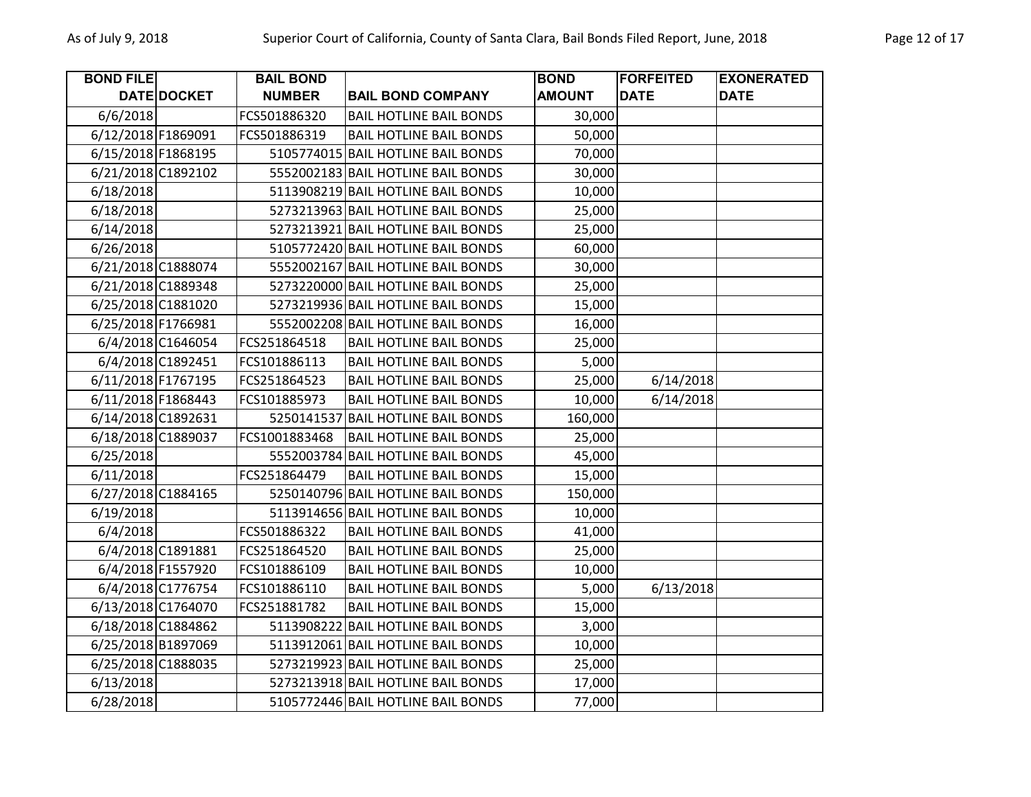| BOND FILE DATE | DOCKET | BAIL BOND NUMBER | BAIL BOND COMPANY | BOND AMOUNT | FORFEITED DATE | EXONERATED DATE |
|---|---|---|---|---|---|---|
| 6/6/2018 | | FCS501886320 | BAIL HOTLINE BAIL BONDS | 30,000 | | |
| 6/12/2018 | F1869091 | FCS501886319 | BAIL HOTLINE BAIL BONDS | 50,000 | | |
| 6/15/2018 | F1868195 | 5105774015 | BAIL HOTLINE BAIL BONDS | 70,000 | | |
| 6/21/2018 | C1892102 | 5552002183 | BAIL HOTLINE BAIL BONDS | 30,000 | | |
| 6/18/2018 | | 5113908219 | BAIL HOTLINE BAIL BONDS | 10,000 | | |
| 6/18/2018 | | 5273213963 | BAIL HOTLINE BAIL BONDS | 25,000 | | |
| 6/14/2018 | | 5273213921 | BAIL HOTLINE BAIL BONDS | 25,000 | | |
| 6/26/2018 | | 5105772420 | BAIL HOTLINE BAIL BONDS | 60,000 | | |
| 6/21/2018 | C1888074 | 5552002167 | BAIL HOTLINE BAIL BONDS | 30,000 | | |
| 6/21/2018 | C1889348 | 5273220000 | BAIL HOTLINE BAIL BONDS | 25,000 | | |
| 6/25/2018 | C1881020 | 5273219936 | BAIL HOTLINE BAIL BONDS | 15,000 | | |
| 6/25/2018 | F1766981 | 5552002208 | BAIL HOTLINE BAIL BONDS | 16,000 | | |
| 6/4/2018 | C1646054 | FCS251864518 | BAIL HOTLINE BAIL BONDS | 25,000 | | |
| 6/4/2018 | C1892451 | FCS101886113 | BAIL HOTLINE BAIL BONDS | 5,000 | | |
| 6/11/2018 | F1767195 | FCS251864523 | BAIL HOTLINE BAIL BONDS | 25,000 | 6/14/2018 | |
| 6/11/2018 | F1868443 | FCS101885973 | BAIL HOTLINE BAIL BONDS | 10,000 | 6/14/2018 | |
| 6/14/2018 | C1892631 | 5250141537 | BAIL HOTLINE BAIL BONDS | 160,000 | | |
| 6/18/2018 | C1889037 | FCS1001883468 | BAIL HOTLINE BAIL BONDS | 25,000 | | |
| 6/25/2018 | | 5552003784 | BAIL HOTLINE BAIL BONDS | 45,000 | | |
| 6/11/2018 | | FCS251864479 | BAIL HOTLINE BAIL BONDS | 15,000 | | |
| 6/27/2018 | C1884165 | 5250140796 | BAIL HOTLINE BAIL BONDS | 150,000 | | |
| 6/19/2018 | | 5113914656 | BAIL HOTLINE BAIL BONDS | 10,000 | | |
| 6/4/2018 | | FCS501886322 | BAIL HOTLINE BAIL BONDS | 41,000 | | |
| 6/4/2018 | C1891881 | FCS251864520 | BAIL HOTLINE BAIL BONDS | 25,000 | | |
| 6/4/2018 | F1557920 | FCS101886109 | BAIL HOTLINE BAIL BONDS | 10,000 | | |
| 6/4/2018 | C1776754 | FCS101886110 | BAIL HOTLINE BAIL BONDS | 5,000 | 6/13/2018 | |
| 6/13/2018 | C1764070 | FCS251881782 | BAIL HOTLINE BAIL BONDS | 15,000 | | |
| 6/18/2018 | C1884862 | 5113908222 | BAIL HOTLINE BAIL BONDS | 3,000 | | |
| 6/25/2018 | B1897069 | 5113912061 | BAIL HOTLINE BAIL BONDS | 10,000 | | |
| 6/25/2018 | C1888035 | 5273219923 | BAIL HOTLINE BAIL BONDS | 25,000 | | |
| 6/13/2018 | | 5273213918 | BAIL HOTLINE BAIL BONDS | 17,000 | | |
| 6/28/2018 | | 5105772446 | BAIL HOTLINE BAIL BONDS | 77,000 | | |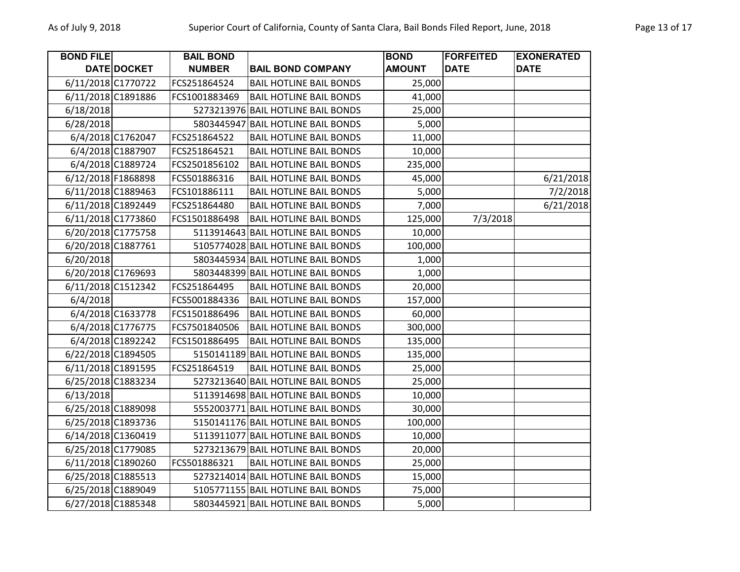| BOND FILE DATE | DOCKET | BAIL BOND NUMBER | BAIL BOND COMPANY | BOND AMOUNT | FORFEITED DATE | EXONERATED DATE |
|---|---|---|---|---|---|---|
| 6/11/2018 | C1770722 | FCS251864524 | BAIL HOTLINE BAIL BONDS | 25,000 | | |
| 6/11/2018 | C1891886 | FCS1001883469 | BAIL HOTLINE BAIL BONDS | 41,000 | | |
| 6/18/2018 | | 5273213976 | BAIL HOTLINE BAIL BONDS | 25,000 | | |
| 6/28/2018 | | 5803445947 | BAIL HOTLINE BAIL BONDS | 5,000 | | |
| 6/4/2018 | C1762047 | FCS251864522 | BAIL HOTLINE BAIL BONDS | 11,000 | | |
| 6/4/2018 | C1887907 | FCS251864521 | BAIL HOTLINE BAIL BONDS | 10,000 | | |
| 6/4/2018 | C1889724 | FCS2501856102 | BAIL HOTLINE BAIL BONDS | 235,000 | | |
| 6/12/2018 | F1868898 | FCS501886316 | BAIL HOTLINE BAIL BONDS | 45,000 | | 6/21/2018 |
| 6/11/2018 | C1889463 | FCS101886111 | BAIL HOTLINE BAIL BONDS | 5,000 | | 7/2/2018 |
| 6/11/2018 | C1892449 | FCS251864480 | BAIL HOTLINE BAIL BONDS | 7,000 | | 6/21/2018 |
| 6/11/2018 | C1773860 | FCS1501886498 | BAIL HOTLINE BAIL BONDS | 125,000 | 7/3/2018 | |
| 6/20/2018 | C1775758 | 5113914643 | BAIL HOTLINE BAIL BONDS | 10,000 | | |
| 6/20/2018 | C1887761 | 5105774028 | BAIL HOTLINE BAIL BONDS | 100,000 | | |
| 6/20/2018 | | 5803445934 | BAIL HOTLINE BAIL BONDS | 1,000 | | |
| 6/20/2018 | C1769693 | 5803448399 | BAIL HOTLINE BAIL BONDS | 1,000 | | |
| 6/11/2018 | C1512342 | FCS251864495 | BAIL HOTLINE BAIL BONDS | 20,000 | | |
| 6/4/2018 | | FCS5001884336 | BAIL HOTLINE BAIL BONDS | 157,000 | | |
| 6/4/2018 | C1633778 | FCS1501886496 | BAIL HOTLINE BAIL BONDS | 60,000 | | |
| 6/4/2018 | C1776775 | FCS7501840506 | BAIL HOTLINE BAIL BONDS | 300,000 | | |
| 6/4/2018 | C1892242 | FCS1501886495 | BAIL HOTLINE BAIL BONDS | 135,000 | | |
| 6/22/2018 | C1894505 | 5150141189 | BAIL HOTLINE BAIL BONDS | 135,000 | | |
| 6/11/2018 | C1891595 | FCS251864519 | BAIL HOTLINE BAIL BONDS | 25,000 | | |
| 6/25/2018 | C1883234 | 5273213640 | BAIL HOTLINE BAIL BONDS | 25,000 | | |
| 6/13/2018 | | 5113914698 | BAIL HOTLINE BAIL BONDS | 10,000 | | |
| 6/25/2018 | C1889098 | 5552003771 | BAIL HOTLINE BAIL BONDS | 30,000 | | |
| 6/25/2018 | C1893736 | 5150141176 | BAIL HOTLINE BAIL BONDS | 100,000 | | |
| 6/14/2018 | C1360419 | 5113911077 | BAIL HOTLINE BAIL BONDS | 10,000 | | |
| 6/25/2018 | C1779085 | 5273213679 | BAIL HOTLINE BAIL BONDS | 20,000 | | |
| 6/11/2018 | C1890260 | FCS501886321 | BAIL HOTLINE BAIL BONDS | 25,000 | | |
| 6/25/2018 | C1885513 | 5273214014 | BAIL HOTLINE BAIL BONDS | 15,000 | | |
| 6/25/2018 | C1889049 | 5105771155 | BAIL HOTLINE BAIL BONDS | 75,000 | | |
| 6/27/2018 | C1885348 | 5803445921 | BAIL HOTLINE BAIL BONDS | 5,000 | | |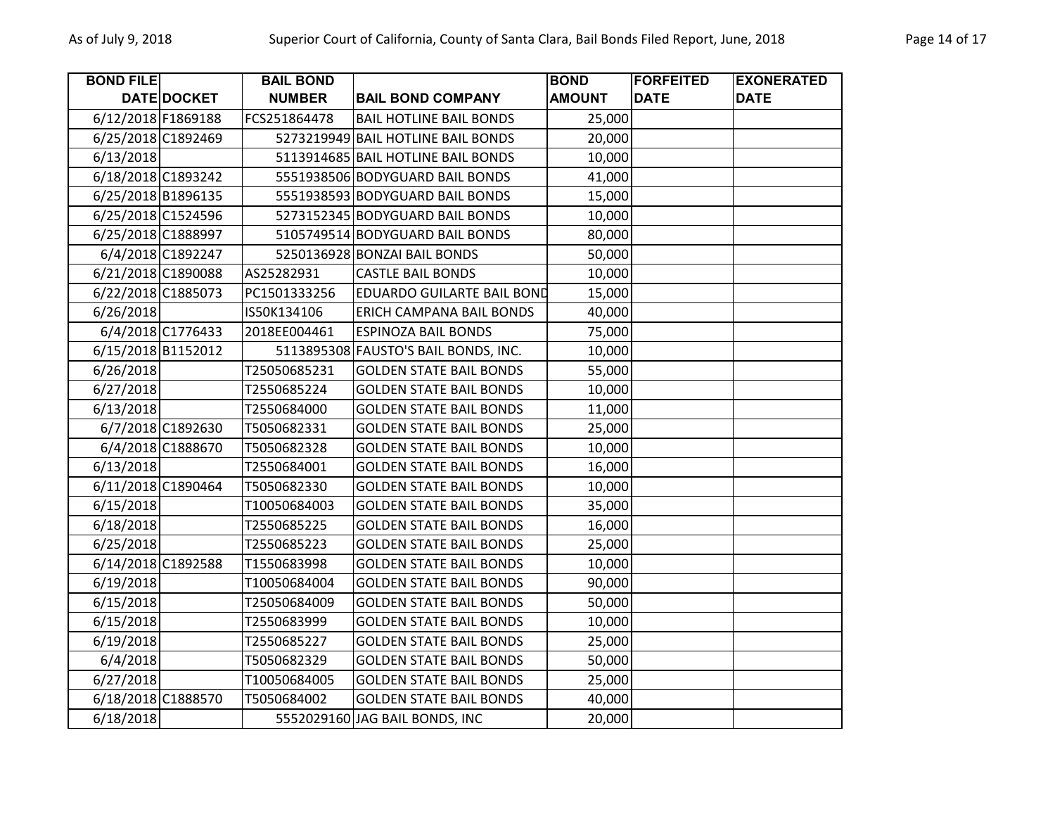| BOND FILE DATE | DOCKET | BAIL BOND NUMBER | BAIL BOND COMPANY | BOND AMOUNT | FORFEITED DATE | EXONERATED DATE |
|---|---|---|---|---|---|---|
| 6/12/2018 | F1869188 | FCS251864478 | BAIL HOTLINE BAIL BONDS | 25,000 | | |
| 6/25/2018 | C1892469 | 5273219949 | BAIL HOTLINE BAIL BONDS | 20,000 | | |
| 6/13/2018 | | 5113914685 | BAIL HOTLINE BAIL BONDS | 10,000 | | |
| 6/18/2018 | C1893242 | 5551938506 | BODYGUARD BAIL BONDS | 41,000 | | |
| 6/25/2018 | B1896135 | 5551938593 | BODYGUARD BAIL BONDS | 15,000 | | |
| 6/25/2018 | C1524596 | 5273152345 | BODYGUARD BAIL BONDS | 10,000 | | |
| 6/25/2018 | C1888997 | 5105749514 | BODYGUARD BAIL BONDS | 80,000 | | |
| 6/4/2018 | C1892247 | 5250136928 | BONZAI BAIL BONDS | 50,000 | | |
| 6/21/2018 | C1890088 | AS25282931 | CASTLE BAIL BONDS | 10,000 | | |
| 6/22/2018 | C1885073 | PC1501333256 | EDUARDO GUILARTE BAIL BOND | 15,000 | | |
| 6/26/2018 | | IS50K134106 | ERICH CAMPANA BAIL BONDS | 40,000 | | |
| 6/4/2018 | C1776433 | 2018EE004461 | ESPINOZA BAIL BONDS | 75,000 | | |
| 6/15/2018 | B1152012 | 5113895308 | FAUSTO'S BAIL BONDS, INC. | 10,000 | | |
| 6/26/2018 | | T25050685231 | GOLDEN STATE BAIL BONDS | 55,000 | | |
| 6/27/2018 | | T2550685224 | GOLDEN STATE BAIL BONDS | 10,000 | | |
| 6/13/2018 | | T2550684000 | GOLDEN STATE BAIL BONDS | 11,000 | | |
| 6/7/2018 | C1892630 | T5050682331 | GOLDEN STATE BAIL BONDS | 25,000 | | |
| 6/4/2018 | C1888670 | T5050682328 | GOLDEN STATE BAIL BONDS | 10,000 | | |
| 6/13/2018 | | T2550684001 | GOLDEN STATE BAIL BONDS | 16,000 | | |
| 6/11/2018 | C1890464 | T5050682330 | GOLDEN STATE BAIL BONDS | 10,000 | | |
| 6/15/2018 | | T10050684003 | GOLDEN STATE BAIL BONDS | 35,000 | | |
| 6/18/2018 | | T2550685225 | GOLDEN STATE BAIL BONDS | 16,000 | | |
| 6/25/2018 | | T2550685223 | GOLDEN STATE BAIL BONDS | 25,000 | | |
| 6/14/2018 | C1892588 | T1550683998 | GOLDEN STATE BAIL BONDS | 10,000 | | |
| 6/19/2018 | | T10050684004 | GOLDEN STATE BAIL BONDS | 90,000 | | |
| 6/15/2018 | | T25050684009 | GOLDEN STATE BAIL BONDS | 50,000 | | |
| 6/15/2018 | | T2550683999 | GOLDEN STATE BAIL BONDS | 10,000 | | |
| 6/19/2018 | | T2550685227 | GOLDEN STATE BAIL BONDS | 25,000 | | |
| 6/4/2018 | | T5050682329 | GOLDEN STATE BAIL BONDS | 50,000 | | |
| 6/27/2018 | | T10050684005 | GOLDEN STATE BAIL BONDS | 25,000 | | |
| 6/18/2018 | C1888570 | T5050684002 | GOLDEN STATE BAIL BONDS | 40,000 | | |
| 6/18/2018 | | 5552029160 | JAG BAIL BONDS, INC | 20,000 | | |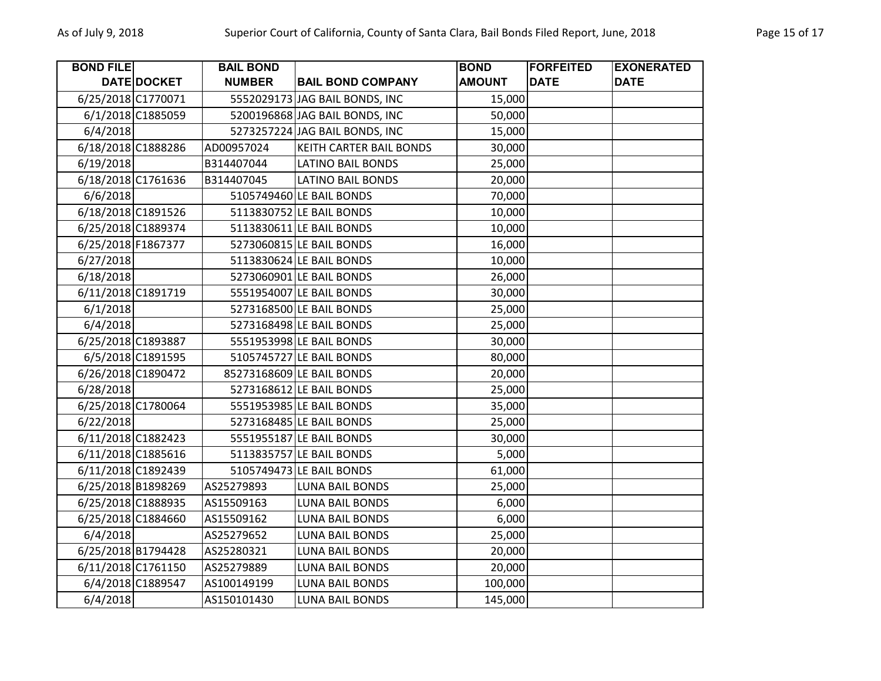| BOND FILE DATE | DOCKET | BAIL BOND NUMBER | BAIL BOND COMPANY | BOND AMOUNT | FORFEITED DATE | EXONERATED DATE |
|---|---|---|---|---|---|---|
| 6/25/2018 | C1770071 | 5552029173 | JAG BAIL BONDS, INC | 15,000 | | |
| 6/1/2018 | C1885059 | 5200196868 | JAG BAIL BONDS, INC | 50,000 | | |
| 6/4/2018 | | 5273257224 | JAG BAIL BONDS, INC | 15,000 | | |
| 6/18/2018 | C1888286 | AD00957024 | KEITH CARTER BAIL BONDS | 30,000 | | |
| 6/19/2018 | | B314407044 | LATINO BAIL BONDS | 25,000 | | |
| 6/18/2018 | C1761636 | B314407045 | LATINO BAIL BONDS | 20,000 | | |
| 6/6/2018 | | 5105749460 | LE BAIL BONDS | 70,000 | | |
| 6/18/2018 | C1891526 | 5113830752 | LE BAIL BONDS | 10,000 | | |
| 6/25/2018 | C1889374 | 5113830611 | LE BAIL BONDS | 10,000 | | |
| 6/25/2018 | F1867377 | 5273060815 | LE BAIL BONDS | 16,000 | | |
| 6/27/2018 | | 5113830624 | LE BAIL BONDS | 10,000 | | |
| 6/18/2018 | | 5273060901 | LE BAIL BONDS | 26,000 | | |
| 6/11/2018 | C1891719 | 5551954007 | LE BAIL BONDS | 30,000 | | |
| 6/1/2018 | | 5273168500 | LE BAIL BONDS | 25,000 | | |
| 6/4/2018 | | 5273168498 | LE BAIL BONDS | 25,000 | | |
| 6/25/2018 | C1893887 | 5551953998 | LE BAIL BONDS | 30,000 | | |
| 6/5/2018 | C1891595 | 5105745727 | LE BAIL BONDS | 80,000 | | |
| 6/26/2018 | C1890472 | 85273168609 | LE BAIL BONDS | 20,000 | | |
| 6/28/2018 | | 5273168612 | LE BAIL BONDS | 25,000 | | |
| 6/25/2018 | C1780064 | 5551953985 | LE BAIL BONDS | 35,000 | | |
| 6/22/2018 | | 5273168485 | LE BAIL BONDS | 25,000 | | |
| 6/11/2018 | C1882423 | 5551955187 | LE BAIL BONDS | 30,000 | | |
| 6/11/2018 | C1885616 | 5113835757 | LE BAIL BONDS | 5,000 | | |
| 6/11/2018 | C1892439 | 5105749473 | LE BAIL BONDS | 61,000 | | |
| 6/25/2018 | B1898269 | AS25279893 | LUNA BAIL BONDS | 25,000 | | |
| 6/25/2018 | C1888935 | AS15509163 | LUNA BAIL BONDS | 6,000 | | |
| 6/25/2018 | C1884660 | AS15509162 | LUNA BAIL BONDS | 6,000 | | |
| 6/4/2018 | | AS25279652 | LUNA BAIL BONDS | 25,000 | | |
| 6/25/2018 | B1794428 | AS25280321 | LUNA BAIL BONDS | 20,000 | | |
| 6/11/2018 | C1761150 | AS25279889 | LUNA BAIL BONDS | 20,000 | | |
| 6/4/2018 | C1889547 | AS100149199 | LUNA BAIL BONDS | 100,000 | | |
| 6/4/2018 | | AS150101430 | LUNA BAIL BONDS | 145,000 | | |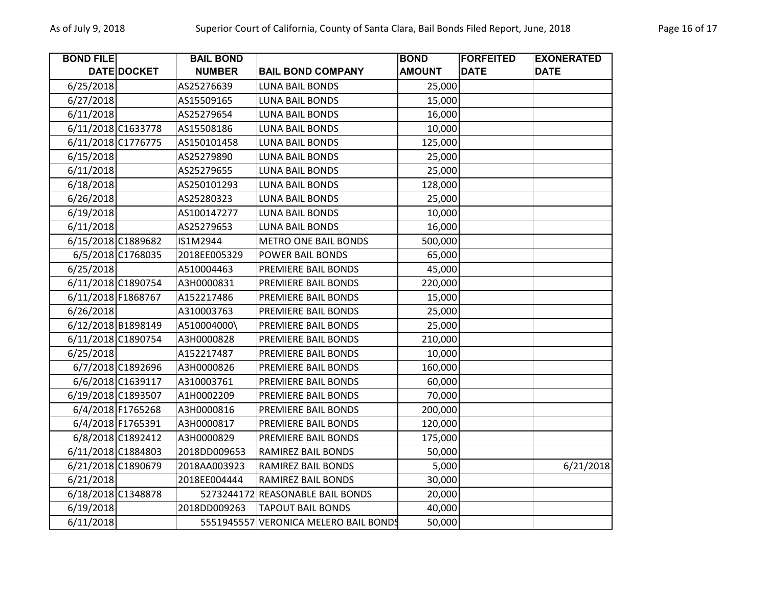| BOND FILE DATE | DOCKET | BAIL BOND NUMBER | BAIL BOND COMPANY | BOND AMOUNT | FORFEITED DATE | EXONERATED DATE |
|---|---|---|---|---|---|---|
| 6/25/2018 | | AS25276639 | LUNA BAIL BONDS | 25,000 | | |
| 6/27/2018 | | AS15509165 | LUNA BAIL BONDS | 15,000 | | |
| 6/11/2018 | | AS25279654 | LUNA BAIL BONDS | 16,000 | | |
| 6/11/2018 | C1633778 | AS15508186 | LUNA BAIL BONDS | 10,000 | | |
| 6/11/2018 | C1776775 | AS150101458 | LUNA BAIL BONDS | 125,000 | | |
| 6/15/2018 | | AS25279890 | LUNA BAIL BONDS | 25,000 | | |
| 6/11/2018 | | AS25279655 | LUNA BAIL BONDS | 25,000 | | |
| 6/18/2018 | | AS250101293 | LUNA BAIL BONDS | 128,000 | | |
| 6/26/2018 | | AS25280323 | LUNA BAIL BONDS | 25,000 | | |
| 6/19/2018 | | AS100147277 | LUNA BAIL BONDS | 10,000 | | |
| 6/11/2018 | | AS25279653 | LUNA BAIL BONDS | 16,000 | | |
| 6/15/2018 | C1889682 | IS1M2944 | METRO ONE BAIL BONDS | 500,000 | | |
| 6/5/2018 | C1768035 | 2018EE005329 | POWER BAIL BONDS | 65,000 | | |
| 6/25/2018 | | A510004463 | PREMIERE BAIL BONDS | 45,000 | | |
| 6/11/2018 | C1890754 | A3H0000831 | PREMIERE BAIL BONDS | 220,000 | | |
| 6/11/2018 | F1868767 | A152217486 | PREMIERE BAIL BONDS | 15,000 | | |
| 6/26/2018 | | A310003763 | PREMIERE BAIL BONDS | 25,000 | | |
| 6/12/2018 | B1898149 | A510004000\ | PREMIERE BAIL BONDS | 25,000 | | |
| 6/11/2018 | C1890754 | A3H0000828 | PREMIERE BAIL BONDS | 210,000 | | |
| 6/25/2018 | | A152217487 | PREMIERE BAIL BONDS | 10,000 | | |
| 6/7/2018 | C1892696 | A3H0000826 | PREMIERE BAIL BONDS | 160,000 | | |
| 6/6/2018 | C1639117 | A310003761 | PREMIERE BAIL BONDS | 60,000 | | |
| 6/19/2018 | C1893507 | A1H0002209 | PREMIERE BAIL BONDS | 70,000 | | |
| 6/4/2018 | F1765268 | A3H0000816 | PREMIERE BAIL BONDS | 200,000 | | |
| 6/4/2018 | F1765391 | A3H0000817 | PREMIERE BAIL BONDS | 120,000 | | |
| 6/8/2018 | C1892412 | A3H0000829 | PREMIERE BAIL BONDS | 175,000 | | |
| 6/11/2018 | C1884803 | 2018DD009653 | RAMIREZ BAIL BONDS | 50,000 | | |
| 6/21/2018 | C1890679 | 2018AA003923 | RAMIREZ BAIL BONDS | 5,000 | | 6/21/2018 |
| 6/21/2018 | | 2018EE004444 | RAMIREZ BAIL BONDS | 30,000 | | |
| 6/18/2018 | C1348878 | 5273244172 | REASONABLE BAIL BONDS | 20,000 | | |
| 6/19/2018 | | 2018DD009263 | TAPOUT BAIL BONDS | 40,000 | | |
| 6/11/2018 | | 5551945557 | VERONICA MELERO BAIL BONDS | 50,000 | | |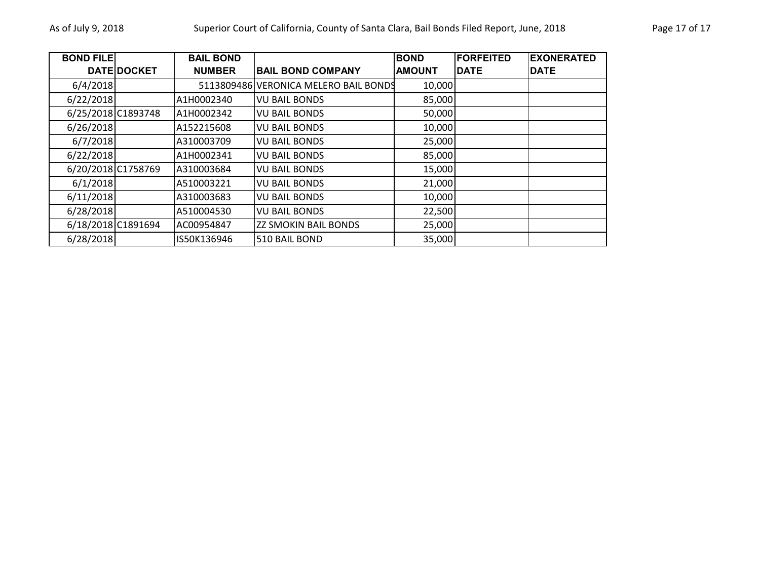| BOND FILE DATE | DOCKET | BAIL BOND NUMBER | BAIL BOND COMPANY | BOND AMOUNT | FORFEITED DATE | EXONERATED DATE |
|---|---|---|---|---|---|---|
| 6/4/2018 | | 5113809486 | VERONICA MELERO BAIL BONDS | 10,000 | | |
| 6/22/2018 | | A1H0002340 | VU BAIL BONDS | 85,000 | | |
| 6/25/2018 | C1893748 | A1H0002342 | VU BAIL BONDS | 50,000 | | |
| 6/26/2018 | | A152215608 | VU BAIL BONDS | 10,000 | | |
| 6/7/2018 | | A310003709 | VU BAIL BONDS | 25,000 | | |
| 6/22/2018 | | A1H0002341 | VU BAIL BONDS | 85,000 | | |
| 6/20/2018 | C1758769 | A310003684 | VU BAIL BONDS | 15,000 | | |
| 6/1/2018 | | A510003221 | VU BAIL BONDS | 21,000 | | |
| 6/11/2018 | | A310003683 | VU BAIL BONDS | 10,000 | | |
| 6/28/2018 | | A510004530 | VU BAIL BONDS | 22,500 | | |
| 6/18/2018 | C1891694 | AC00954847 | ZZ SMOKIN BAIL BONDS | 25,000 | | |
| 6/28/2018 | | IS50K136946 | 510 BAIL BOND | 35,000 | | |